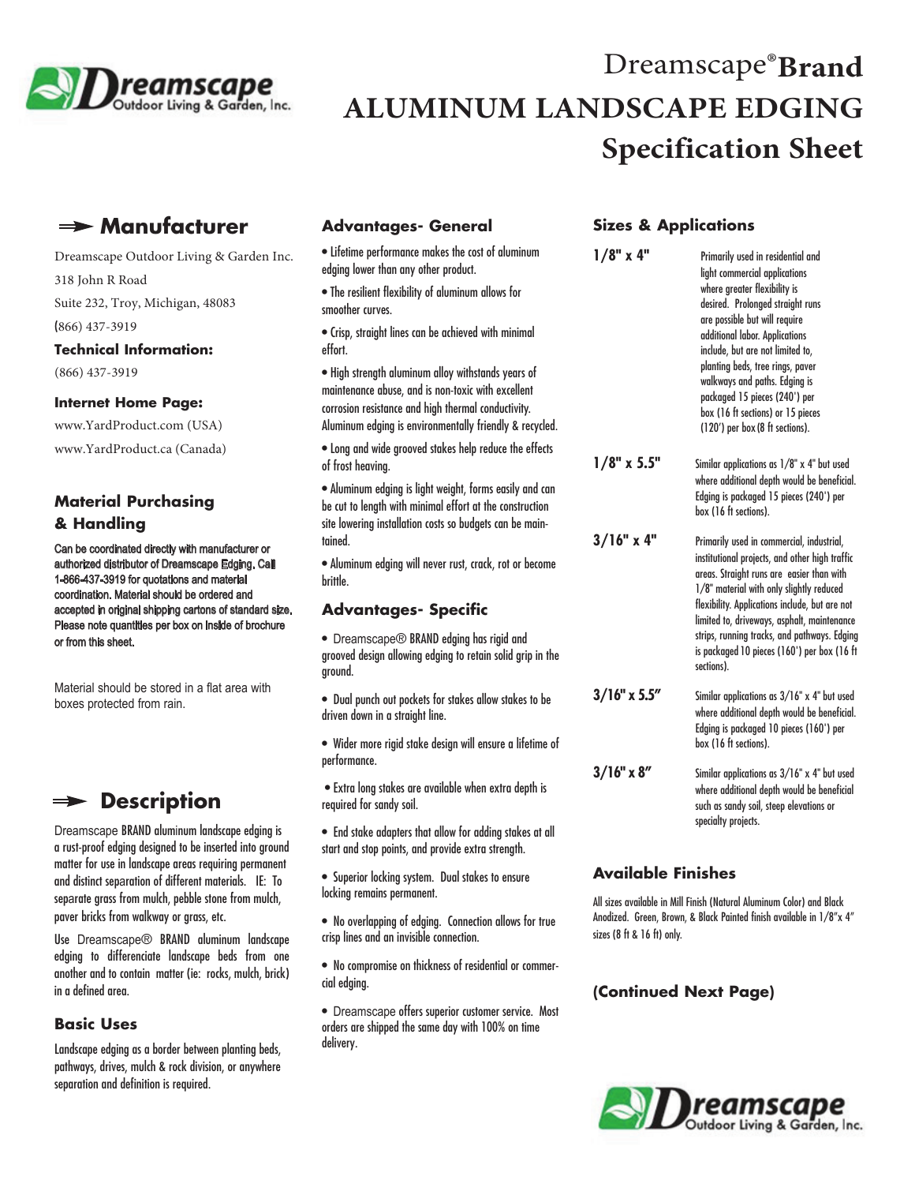# Dreamscape® Brand ALUMINUM LANDSCAPE EDGING Specification Sheet

## Manufacturer

Dreamscape Outdoor Living & Garden Inc.
318 John R Road
Suite 232, Troy, Michigan, 48083
(866) 437-3919

**Technical Information:**

(866) 437-3919

**Internet Home Page:**

www.YardProduct.com (USA)
www.YardProduct.ca (Canada)

### Material Purchasing & Handling

Can be coordinated directly with manufacturer or authorized distributor of Dreamscape Edging. Call 1-866-437-3919 for quotations and material coordination. Material should be ordered and accepted in original shipping cartons of standard size. Please note quantities per box on inside of brochure or from this sheet.

Material should be stored in a flat area with boxes protected from rain.

## Description

Dreamscape BRAND aluminum landscape edging is a rust-proof edging designed to be inserted into ground matter for use in landscape areas requiring permanent and distinct separation of different materials. IE: To separate grass from mulch, pebble stone from mulch, paver bricks from walkway or grass, etc.

Use Dreamscape® BRAND aluminum landscape edging to differenciate landscape beds from one another and to contain matter (ie: rocks, mulch, brick) in a defined area.

### Basic Uses

Landscape edging as a border between planting beds, pathways, drives, mulch & rock division, or anywhere separation and definition is required.

### Advantages- General

- Lifetime performance makes the cost of aluminum edging lower than any other product.
- The resilient flexibility of aluminum allows for smoother curves.
- Crisp, straight lines can be achieved with minimal effort.
- High strength aluminum alloy withstands years of maintenance abuse, and is non-toxic with excellent corrosion resistance and high thermal conductivity. Aluminum edging is environmentally friendly & recycled.
- Long and wide grooved stakes help reduce the effects of frost heaving.
- Aluminum edging is light weight, forms easily and can be cut to length with minimal effort at the construction site lowering installation costs so budgets can be maintained.
- Aluminum edging will never rust, crack, rot or become brittle.

### Advantages- Specific

- Dreamscape® BRAND edging has rigid and grooved design allowing edging to retain solid grip in the ground.
- Dual punch out pockets for stakes allow stakes to be driven down in a straight line.
- Wider more rigid stake design will ensure a lifetime of performance.
- Extra long stakes are available when extra depth is required for sandy soil.
- End stake adapters that allow for adding stakes at all start and stop points, and provide extra strength.
- Superior locking system. Dual stakes to ensure locking remains permanent.
- No overlapping of edging. Connection allows for true crisp lines and an invisible connection.
- No compromise on thickness of residential or commercial edging.
- Dreamscape offers superior customer service. Most orders are shipped the same day with 100% on time delivery.

### Sizes & Applications

**1/8" x 4"** — Primarily used in residential and light commercial applications where greater flexibility is desired. Prolonged straight runs are possible but will require additional labor. Applications include, but are not limited to, planting beds, tree rings, paver walkways and paths. Edging is packaged 15 pieces (240') per box (16 ft sections) or 15 pieces (120') per box (8 ft sections).

**1/8" x 5.5"** — Similar applications as 1/8" x 4" but used where additional depth would be beneficial. Edging is packaged 15 pieces (240') per box (16 ft sections).

**3/16" x 4"** — Primarily used in commercial, industrial, institutional projects, and other high traffic areas. Straight runs are easier than with 1/8" material with only slightly reduced flexibility. Applications include, but are not limited to, driveways, asphalt, maintenance strips, running tracks, and pathways. Edging is packaged 10 pieces (160') per box (16 ft sections).

**3/16" x 5.5"** — Similar applications as 3/16" x 4" but used where additional depth would be beneficial. Edging is packaged 10 pieces (160') per box (16 ft sections).

**3/16" x 8"** — Similar applications as 3/16" x 4" but used where additional depth would be beneficial such as sandy soil, steep elevations or specialty projects.

### Available Finishes

All sizes available in Mill Finish (Natural Aluminum Color) and Black Anodized. Green, Brown, & Black Painted finish available in 1/8"x 4" sizes (8 ft & 16 ft) only.

**(Continued Next Page)**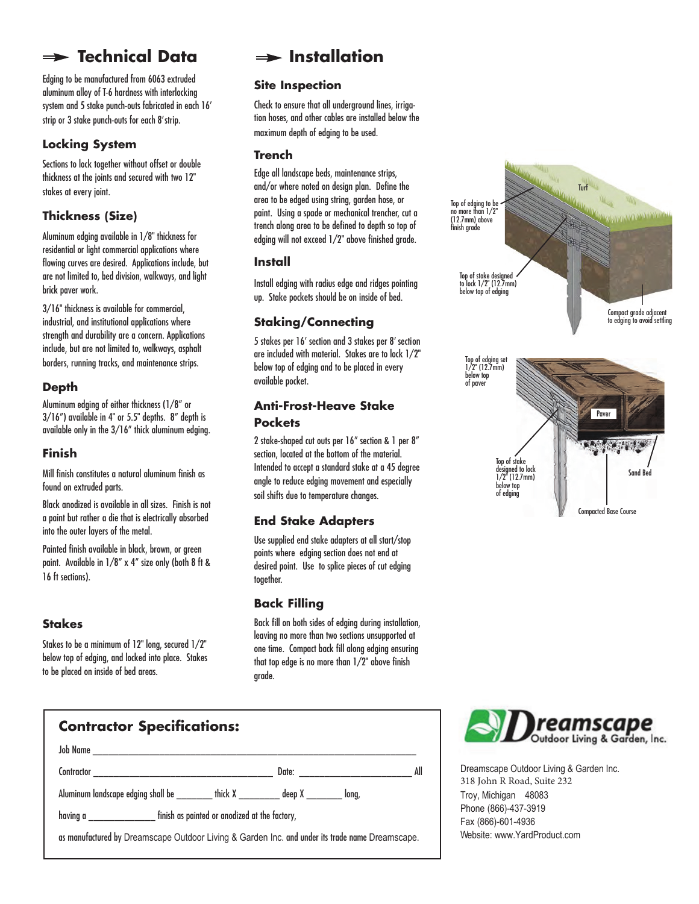## ➠ Technical Data

Edging to be manufactured from 6063 extruded aluminum alloy of T-6 hardness with interlocking system and 5 stake punch-outs fabricated in each 16' strip or 3 stake punch-outs for each 8' strip.

### Locking System

Sections to lock together without offset or double thickness at the joints and secured with two 12" stakes at every joint.

### Thickness (Size)

Aluminum edging available in 1/8" thickness for residential or light commercial applications where flowing curves are desired. Applications include, but are not limited to, bed division, walkways, and light brick paver work.

3/16" thickness is available for commercial, industrial, and institutional applications where strength and durability are a concern. Applications include, but are not limited to, walkways, asphalt borders, running tracks, and maintenance strips.

### Depth

Aluminum edging of either thickness (1/8" or 3/16") available in 4" or 5.5" depths. 8" depth is available only in the 3/16" thick aluminum edging.

### Finish

Mill finish constitutes a natural aluminum finish as found on extruded parts.

Black anodized is available in all sizes. Finish is not a paint but rather a die that is electrically absorbed into the outer layers of the metal.

Painted finish available in black, brown, or green paint. Available in 1/8" x 4" size only (both 8 ft & 16 ft sections).

### Stakes

Stakes to be a minimum of 12" long, secured 1/2" below top of edging, and locked into place. Stakes to be placed on inside of bed areas.

## ➠ Installation

### Site Inspection

Check to ensure that all underground lines, irrigation hoses, and other cables are installed below the maximum depth of edging to be used.

### Trench

Edge all landscape beds, maintenance strips, and/or where noted on design plan. Define the area to be edged using string, garden hose, or paint. Using a spade or mechanical trencher, cut a trench along area to be defined to depth so top of edging will not exceed 1/2" above finished grade.

### Install

Install edging with radius edge and ridges pointing up. Stake pockets should be on inside of bed.

### Staking/Connecting

5 stakes per 16' section and 3 stakes per 8' section are included with material. Stakes are to lock 1/2" below top of edging and to be placed in every available pocket.

### Anti-Frost-Heave Stake Pockets

2 stake-shaped cut outs per 16" section & 1 per 8" section, located at the bottom of the material. Intended to accept a standard stake at a 45 degree angle to reduce edging movement and especially soil shifts due to temperature changes.

### End Stake Adapters

Use supplied end stake adapters at all start/stop points where edging section does not end at desired point. Use to splice pieces of cut edging together.

### Back Filling

Back fill on both sides of edging during installation, leaving no more than two sections unsupported at one time. Compact back fill along edging ensuring that top edge is no more than 1/2" above finish grade.

Turf

Top of edging to be no more than 1/2" (12.7mm) above finish grade

Top of stake designed to lock 1/2" (12.7mm) below top of edging

Compact grade adjacent to edging to avoid settling

Top of edging set 1/2" (12.7mm) below top of paver

Paver

Top of stake designed to lock 1/2" (12.7mm) below top of edging

Sand Bed

Compacted Base Course

### Contractor Specifications:

Job Name ________________________________________________________________

Contractor ______________________________________ Date: ________________________ All

Aluminum landscape edging shall be ________ thick X ________ deep X ________ long,

having a ______________ finish as painted or anodized at the factory,

as manufactured by Dreamscape Outdoor Living & Garden Inc. and under its trade name Dreamscape.

Dreamscape Outdoor Living & Garden, Inc.

Dreamscape Outdoor Living & Garden Inc.
318 John R Road, Suite 232
Troy, Michigan 48083
Phone (866)-437-3919
Fax (866)-601-4936
Website: www.YardProduct.com